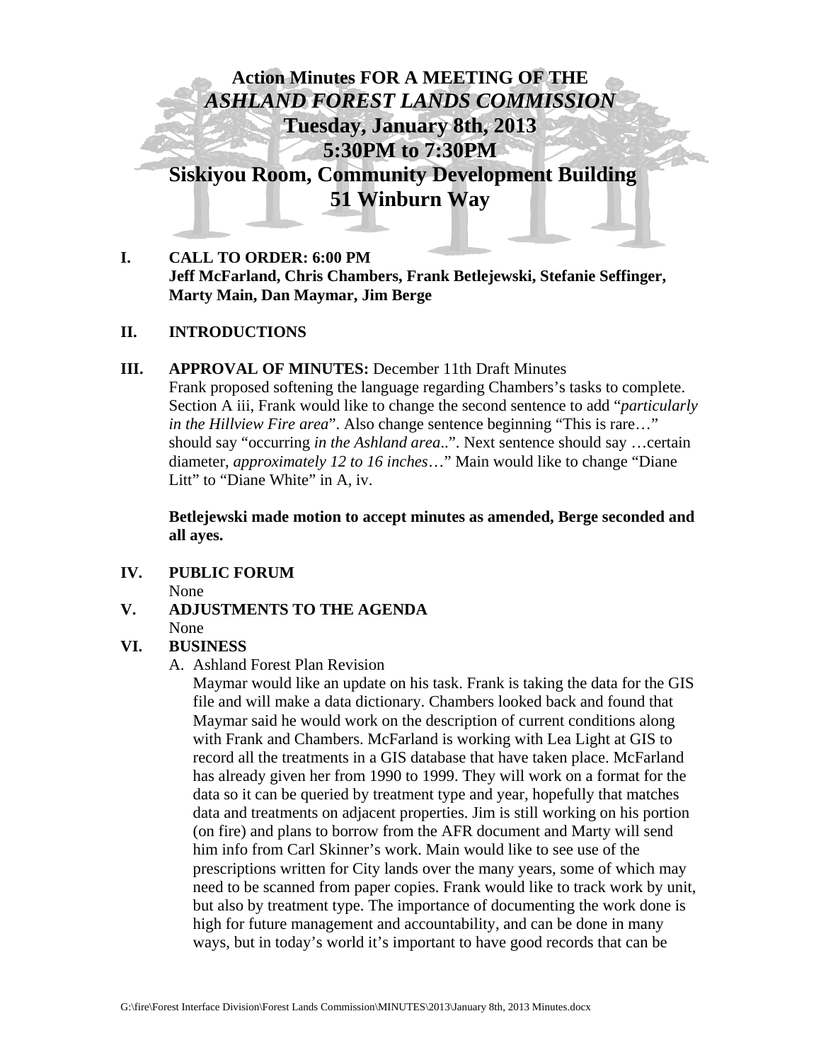# Action Minutes FOR A MEETING OF THE
## *ASHLAND FOREST LANDS COMMISSION*
## Tuesday, January 8th, 2013
## 5:30PM to 7:30PM
## Siskiyou Room, Community Development Building
## 51 Winburn Way

**I. CALL TO ORDER: 6:00 PM**
**Jeff McFarland, Chris Chambers, Frank Betlejewski, Stefanie Seffinger, Marty Main, Dan Maymar, Jim Berge**

**II. INTRODUCTIONS**

**III. APPROVAL OF MINUTES:** December 11th Draft Minutes
Frank proposed softening the language regarding Chambers's tasks to complete. Section A iii, Frank would like to change the second sentence to add "*particularly in the Hillview Fire area*". Also change sentence beginning "This is rare…" should say "occurring *in the Ashland area*..". Next sentence should say …certain diameter, *approximately 12 to 16 inches*…" Main would like to change "Diane Litt" to "Diane White" in A, iv.

**Betlejewski made motion to accept minutes as amended, Berge seconded and all ayes.**

**IV. PUBLIC FORUM**
None

**V. ADJUSTMENTS TO THE AGENDA**
None

**VI. BUSINESS**

A. Ashland Forest Plan Revision
Maymar would like an update on his task. Frank is taking the data for the GIS file and will make a data dictionary. Chambers looked back and found that Maymar said he would work on the description of current conditions along with Frank and Chambers. McFarland is working with Lea Light at GIS to record all the treatments in a GIS database that have taken place. McFarland has already given her from 1990 to 1999. They will work on a format for the data so it can be queried by treatment type and year, hopefully that matches data and treatments on adjacent properties. Jim is still working on his portion (on fire) and plans to borrow from the AFR document and Marty will send him info from Carl Skinner's work. Main would like to see use of the prescriptions written for City lands over the many years, some of which may need to be scanned from paper copies. Frank would like to track work by unit, but also by treatment type. The importance of documenting the work done is high for future management and accountability, and can be done in many ways, but in today's world it's important to have good records that can be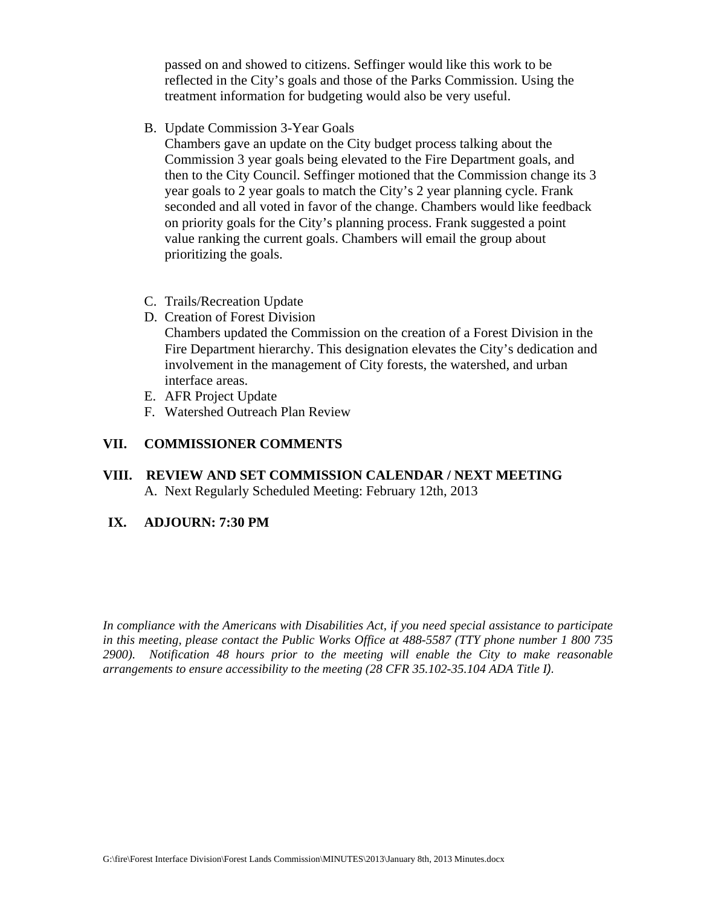passed on and showed to citizens. Seffinger would like this work to be reflected in the City's goals and those of the Parks Commission. Using the treatment information for budgeting would also be very useful.

B. Update Commission 3-Year Goals
   Chambers gave an update on the City budget process talking about the Commission 3 year goals being elevated to the Fire Department goals, and then to the City Council. Seffinger motioned that the Commission change its 3 year goals to 2 year goals to match the City's 2 year planning cycle. Frank seconded and all voted in favor of the change. Chambers would like feedback on priority goals for the City's planning process. Frank suggested a point value ranking the current goals. Chambers will email the group about prioritizing the goals.

C. Trails/Recreation Update
D. Creation of Forest Division
   Chambers updated the Commission on the creation of a Forest Division in the Fire Department hierarchy. This designation elevates the City's dedication and involvement in the management of City forests, the watershed, and urban interface areas.
E. AFR Project Update
F. Watershed Outreach Plan Review

## VII. COMMISSIONER COMMENTS

## VIII. REVIEW AND SET COMMISSION CALENDAR / NEXT MEETING

A. Next Regularly Scheduled Meeting: February 12th, 2013

## IX. ADJOURN: 7:30 PM

*In compliance with the Americans with Disabilities Act, if you need special assistance to participate in this meeting, please contact the Public Works Office at 488-5587 (TTY phone number 1 800 735 2900). Notification 48 hours prior to the meeting will enable the City to make reasonable arrangements to ensure accessibility to the meeting (28 CFR 35.102-35.104 ADA Title I).*

G:\fire\Forest Interface Division\Forest Lands Commission\MINUTES\2013\January 8th, 2013 Minutes.docx